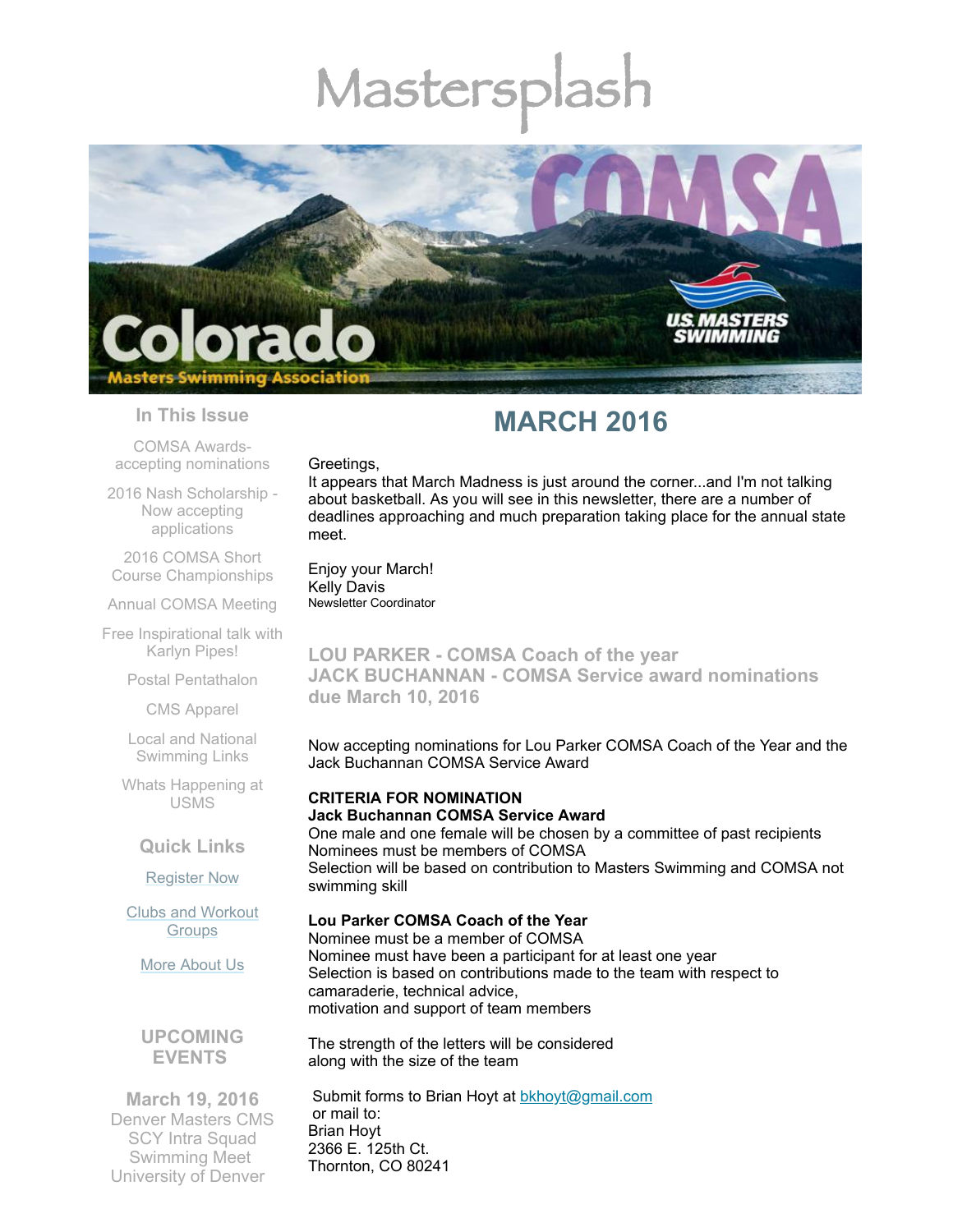# Mastersplash

Colorado Masters Swimming Association

US MASTERS SWIMMING

## In This Issue

COMSA Awards- accepting nominations

2016 Nash Scholarship - Now accepting applications

2016 COMSA Short Course Championships

Annual COMSA Meeting

Free Inspirational talk with Karlyn Pipes!

Postal Pentathalon

CMS Apparel

Local and National Swimming Links

Whats Happening at USMS

## Quick Links

Register Now

Clubs and Workout Groups

More About Us

## UPCOMING EVENTS

**March 19, 2016**
Denver Masters CMS SCY Intra Squad Swimming Meet
University of Denver

# MARCH 2016

Greetings,
It appears that March Madness is just around the corner...and I'm not talking about basketball. As you will see in this newsletter, there are a number of deadlines approaching and much preparation taking place for the annual state meet.

Enjoy your March!
Kelly Davis
Newsletter Coordinator

## LOU PARKER - COMSA Coach of the year
## JACK BUCHANNAN - COMSA Service award nominations due March 10, 2016

Now accepting nominations for Lou Parker COMSA Coach of the Year and the Jack Buchannan COMSA Service Award

**CRITERIA FOR NOMINATION**
**Jack Buchannan COMSA Service Award**
One male and one female will be chosen by a committee of past recipients
Nominees must be members of COMSA
Selection will be based on contribution to Masters Swimming and COMSA not swimming skill

**Lou Parker COMSA Coach of the Year**
Nominee must be a member of COMSA
Nominee must have been a participant for at least one year
Selection is based on contributions made to the team with respect to camaraderie, technical advice,
motivation and support of team members

The strength of the letters will be considered
along with the size of the team

Submit forms to Brian Hoyt at bkhoyt@gmail.com
or mail to:
Brian Hoyt
2366 E. 125th Ct.
Thornton, CO 80241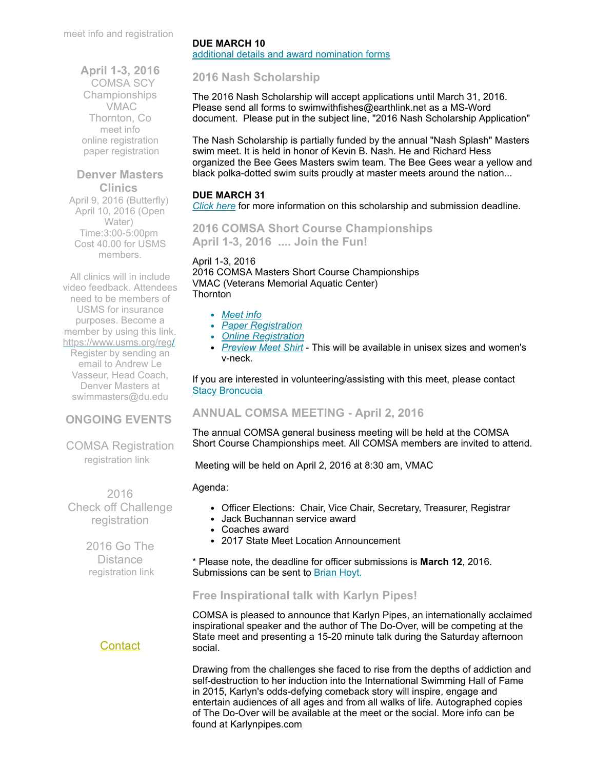meet info and registration

**April 1-3, 2016**
COMSA SCY Championships
VMAC
Thornton, Co
meet info
online registration
paper registration

**Denver Masters Clinics**
April 9, 2016 (Butterfly)
April 10, 2016 (Open Water)
Time:3:00-5:00pm
Cost 40.00 for USMS members.

All clinics will in include video feedback. Attendees need to be members of USMS for insurance purposes. Become a member by using this link. https://www.usms.org/reg/
Register by sending an email to Andrew Le Vasseur, Head Coach, Denver Masters at swimmasters@du.edu

**ONGOING EVENTS**

COMSA Registration
registration link

2016
Check off Challenge
registration

2016 Go The Distance
registration link

Contact

**DUE MARCH 10**
[additional details and award nomination forms]()

### 2016 Nash Scholarship

The 2016 Nash Scholarship will accept applications until March 31, 2016. Please send all forms to swimwithfishes@earthlink.net as a MS-Word document. Please put in the subject line, "2016 Nash Scholarship Application"

The Nash Scholarship is partially funded by the annual "Nash Splash" Masters swim meet. It is held in honor of Kevin B. Nash. He and Richard Hess organized the Bee Gees Masters swim team. The Bee Gees wear a yellow and black polka-dotted swim suits proudly at master meets around the nation...

**DUE MARCH 31**
*[Click here]()* for more information on this scholarship and submission deadline.

### 2016 COMSA Short Course Championships
### April 1-3, 2016 .... Join the Fun!

April 1-3, 2016
2016 COMSA Masters Short Course Championships
VMAC (Veterans Memorial Aquatic Center)
Thornton

- *[Meet info]()*
- *[Paper Registration]()*
- *[Online Registration]()*
- *[Preview Meet Shirt]()* - This will be available in unisex sizes and women's v-neck.

If you are interested in volunteering/assisting with this meet, please contact [Stacy Broncucia]()

### ANNUAL COMSA MEETING - April 2, 2016

The annual COMSA general business meeting will be held at the COMSA Short Course Championships meet. All COMSA members are invited to attend.

Meeting will be held on April 2, 2016 at 8:30 am, VMAC

Agenda:

- Officer Elections: Chair, Vice Chair, Secretary, Treasurer, Registrar
- Jack Buchannan service award
- Coaches award
- 2017 State Meet Location Announcement

* Please note, the deadline for officer submissions is **March 12**, 2016. Submissions can be sent to [Brian Hoyt.]()

### Free Inspirational talk with Karlyn Pipes!

COMSA is pleased to announce that Karlyn Pipes, an internationally acclaimed inspirational speaker and the author of The Do-Over, will be competing at the State meet and presenting a 15-20 minute talk during the Saturday afternoon social.

Drawing from the challenges she faced to rise from the depths of addiction and self-destruction to her induction into the International Swimming Hall of Fame in 2015, Karlyn's odds-defying comeback story will inspire, engage and entertain audiences of all ages and from all walks of life. Autographed copies of The Do-Over will be available at the meet or the social. More info can be found at Karlynpipes.com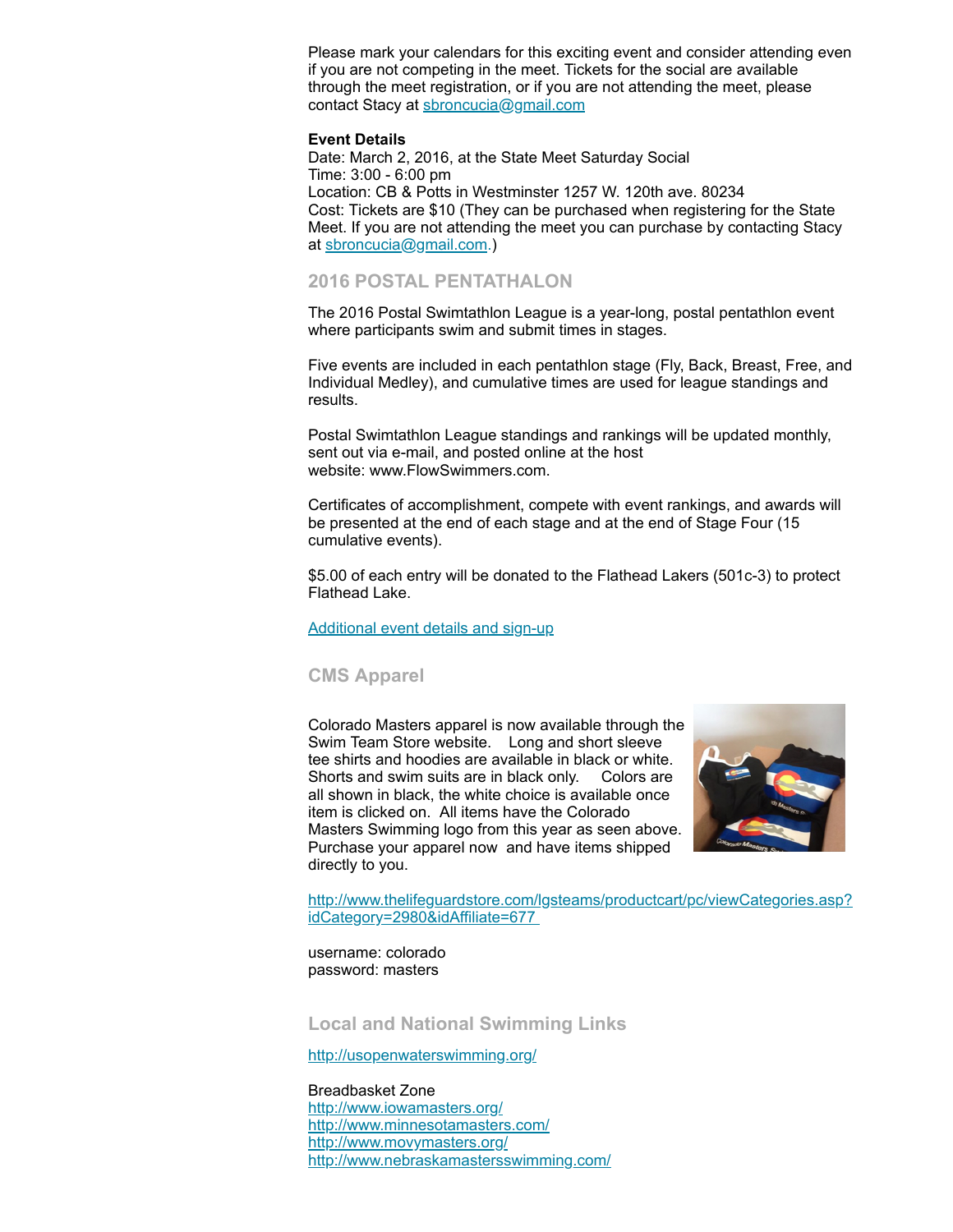Please mark your calendars for this exciting event and consider attending even if you are not competing in the meet. Tickets for the social are available through the meet registration, or if you are not attending the meet, please contact Stacy at [sbroncucia@gmail.com](mailto:sbroncucia@gmail.com)

**Event Details**
Date: March 2, 2016, at the State Meet Saturday Social
Time: 3:00 - 6:00 pm
Location: CB & Potts in Westminster 1257 W. 120th ave. 80234
Cost: Tickets are $10 (They can be purchased when registering for the State Meet. If you are not attending the meet you can purchase by contacting Stacy at [sbroncucia@gmail.com](mailto:sbroncucia@gmail.com).)

## 2016 POSTAL PENTATHALON

The 2016 Postal Swimtathlon League is a year-long, postal pentathlon event where participants swim and submit times in stages.

Five events are included in each pentathlon stage (Fly, Back, Breast, Free, and Individual Medley), and cumulative times are used for league standings and results.

Postal Swimtathlon League standings and rankings will be updated monthly, sent out via e-mail, and posted online at the host website: www.FlowSwimmers.com.

Certificates of accomplishment, compete with event rankings, and awards will be presented at the end of each stage and at the end of Stage Four (15 cumulative events).

$5.00 of each entry will be donated to the Flathead Lakers (501c-3) to protect Flathead Lake.

Additional event details and sign-up

## CMS Apparel

Colorado Masters apparel is now available through the Swim Team Store website. Long and short sleeve tee shirts and hoodies are available in black or white. Shorts and swim suits are in black only. Colors are all shown in black, the white choice is available once item is clicked on. All items have the Colorado Masters Swimming logo from this year as seen above. Purchase your apparel now and have items shipped directly to you.

http://www.thelifeguardstore.com/lgsteams/productcart/pc/viewCategories.asp?idCategory=2980&idAffiliate=677

username: colorado
password: masters

## Local and National Swimming Links

http://usopenwaterswimming.org/

Breadbasket Zone
http://www.iowamasters.org/
http://www.minnesotamasters.com/
http://www.movymasters.org/
http://www.nebraskamastersswimming.com/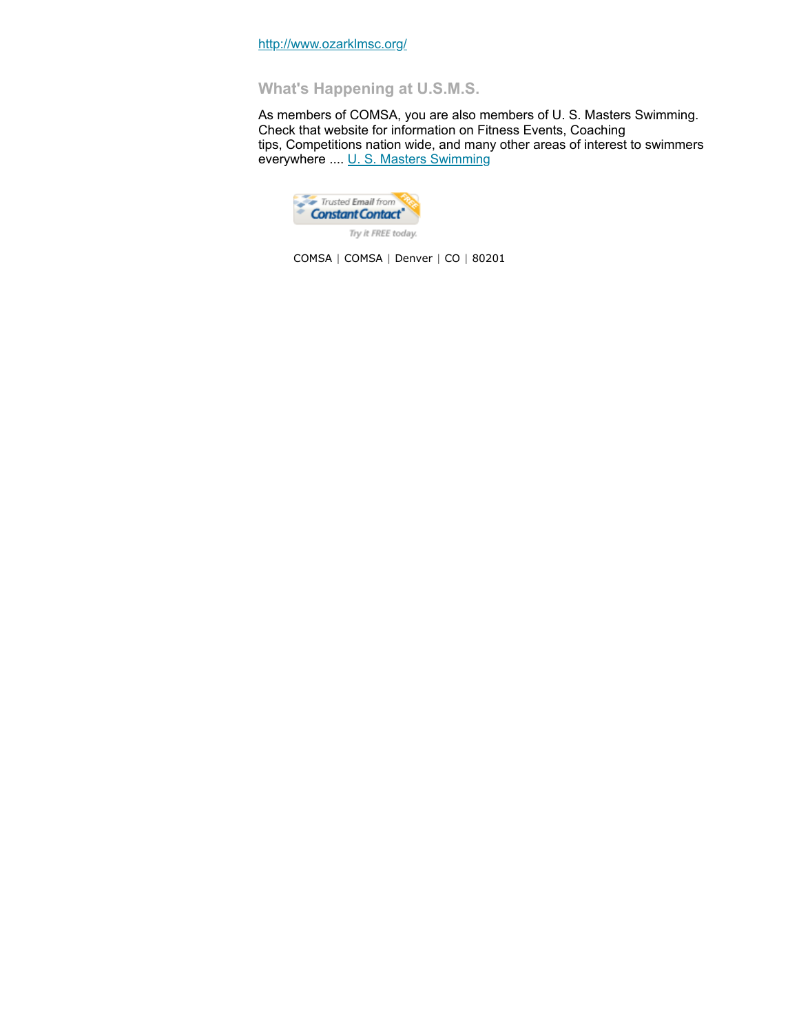http://www.ozarklmsc.org/

## What's Happening at U.S.M.S.

As members of COMSA, you are also members of U. S. Masters Swimming. Check that website for information on Fitness Events, Coaching tips, Competitions nation wide, and many other areas of interest to swimmers everywhere .... U. S. Masters Swimming

Trusted Email from Constant Contact
Try it FREE today.

COMSA | COMSA | Denver | CO | 80201